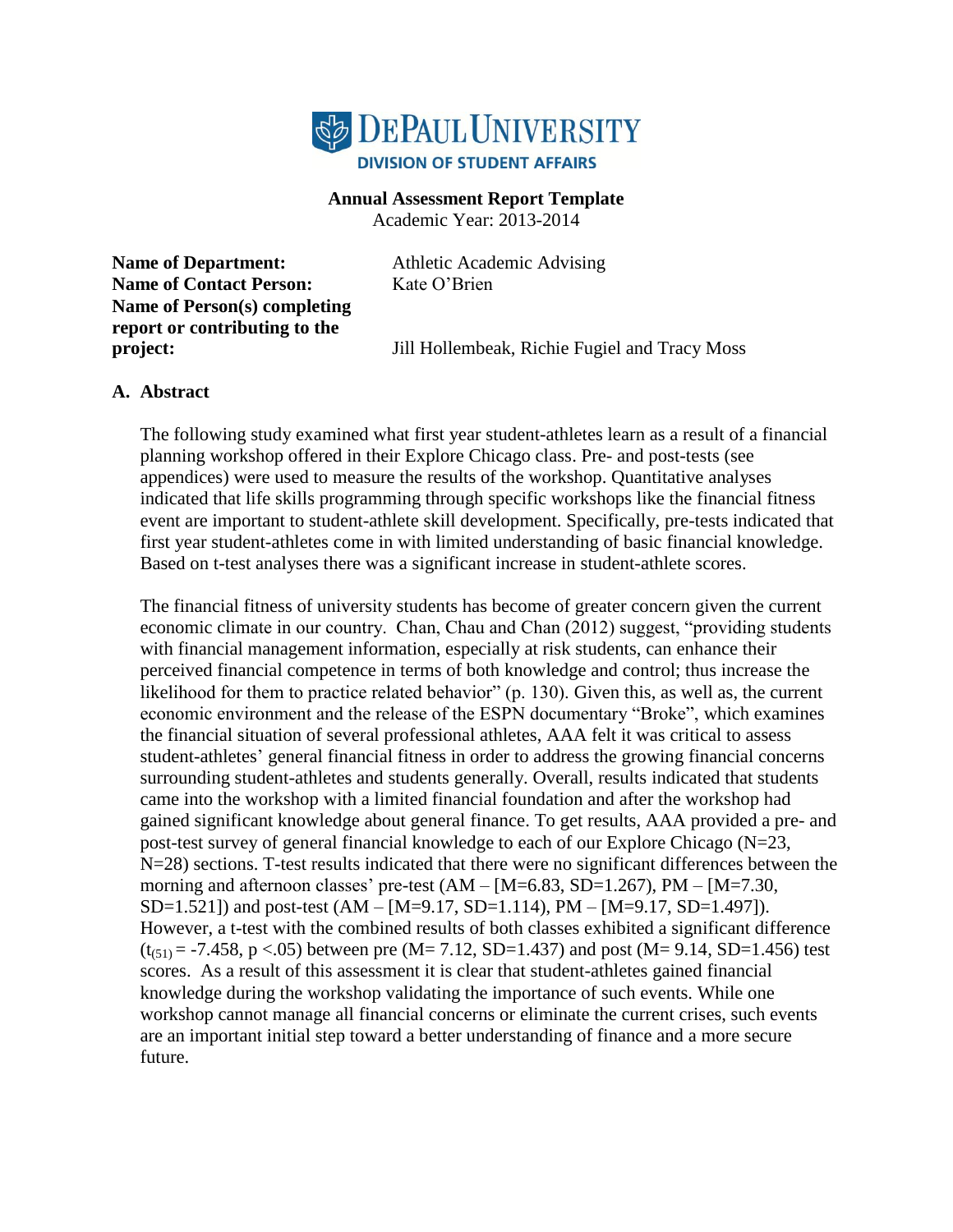**DePaul University**
**Division of Student Affairs**

**Annual Assessment Report Template**
Academic Year: 2013-2014

**Name of Department:** Athletic Academic Advising
**Name of Contact Person:** Kate O'Brien
**Name of Person(s) completing report or contributing to the project:** Jill Hollembeak, Richie Fugiel and Tracy Moss

## A. Abstract

The following study examined what first year student-athletes learn as a result of a financial planning workshop offered in their Explore Chicago class. Pre- and post-tests (see appendices) were used to measure the results of the workshop. Quantitative analyses indicated that life skills programming through specific workshops like the financial fitness event are important to student-athlete skill development. Specifically, pre-tests indicated that first year student-athletes come in with limited understanding of basic financial knowledge. Based on t-test analyses there was a significant increase in student-athlete scores.

The financial fitness of university students has become of greater concern given the current economic climate in our country. Chan, Chau and Chan (2012) suggest, "providing students with financial management information, especially at risk students, can enhance their perceived financial competence in terms of both knowledge and control; thus increase the likelihood for them to practice related behavior" (p. 130). Given this, as well as, the current economic environment and the release of the ESPN documentary "Broke", which examines the financial situation of several professional athletes, AAA felt it was critical to assess student-athletes' general financial fitness in order to address the growing financial concerns surrounding student-athletes and students generally. Overall, results indicated that students came into the workshop with a limited financial foundation and after the workshop had gained significant knowledge about general finance. To get results, AAA provided a pre- and post-test survey of general financial knowledge to each of our Explore Chicago (N=23, N=28) sections. T-test results indicated that there were no significant differences between the morning and afternoon classes' pre-test (AM – [M=6.83, SD=1.267), PM – [M=7.30, SD=1.521]) and post-test (AM – [M=9.17, SD=1.114), PM – [M=9.17, SD=1.497]). However, a t-test with the combined results of both classes exhibited a significant difference ($t_{(51)} = -7.458$, $p < .05$) between pre (M= 7.12, SD=1.437) and post (M= 9.14, SD=1.456) test scores. As a result of this assessment it is clear that student-athletes gained financial knowledge during the workshop validating the importance of such events. While one workshop cannot manage all financial concerns or eliminate the current crises, such events are an important initial step toward a better understanding of finance and a more secure future.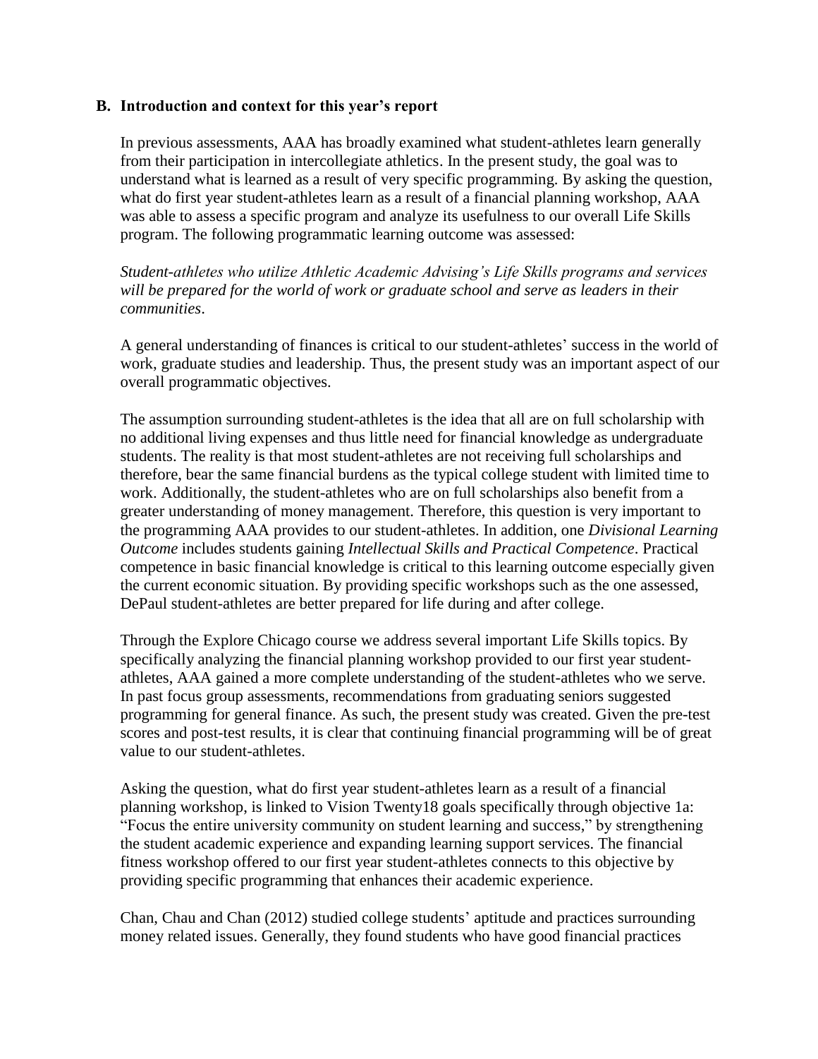## B. Introduction and context for this year's report

In previous assessments, AAA has broadly examined what student-athletes learn generally from their participation in intercollegiate athletics. In the present study, the goal was to understand what is learned as a result of very specific programming. By asking the question, what do first year student-athletes learn as a result of a financial planning workshop, AAA was able to assess a specific program and analyze its usefulness to our overall Life Skills program. The following programmatic learning outcome was assessed:

*Student-athletes who utilize Athletic Academic Advising's Life Skills programs and services will be prepared for the world of work or graduate school and serve as leaders in their communities*.

A general understanding of finances is critical to our student-athletes' success in the world of work, graduate studies and leadership. Thus, the present study was an important aspect of our overall programmatic objectives.

The assumption surrounding student-athletes is the idea that all are on full scholarship with no additional living expenses and thus little need for financial knowledge as undergraduate students. The reality is that most student-athletes are not receiving full scholarships and therefore, bear the same financial burdens as the typical college student with limited time to work. Additionally, the student-athletes who are on full scholarships also benefit from a greater understanding of money management. Therefore, this question is very important to the programming AAA provides to our student-athletes. In addition, one *Divisional Learning Outcome* includes students gaining *Intellectual Skills and Practical Competence*. Practical competence in basic financial knowledge is critical to this learning outcome especially given the current economic situation. By providing specific workshops such as the one assessed, DePaul student-athletes are better prepared for life during and after college.

Through the Explore Chicago course we address several important Life Skills topics. By specifically analyzing the financial planning workshop provided to our first year student-athletes, AAA gained a more complete understanding of the student-athletes who we serve. In past focus group assessments, recommendations from graduating seniors suggested programming for general finance. As such, the present study was created. Given the pre-test scores and post-test results, it is clear that continuing financial programming will be of great value to our student-athletes.

Asking the question, what do first year student-athletes learn as a result of a financial planning workshop, is linked to Vision Twenty18 goals specifically through objective 1a: "Focus the entire university community on student learning and success," by strengthening the student academic experience and expanding learning support services. The financial fitness workshop offered to our first year student-athletes connects to this objective by providing specific programming that enhances their academic experience.

Chan, Chau and Chan (2012) studied college students' aptitude and practices surrounding money related issues. Generally, they found students who have good financial practices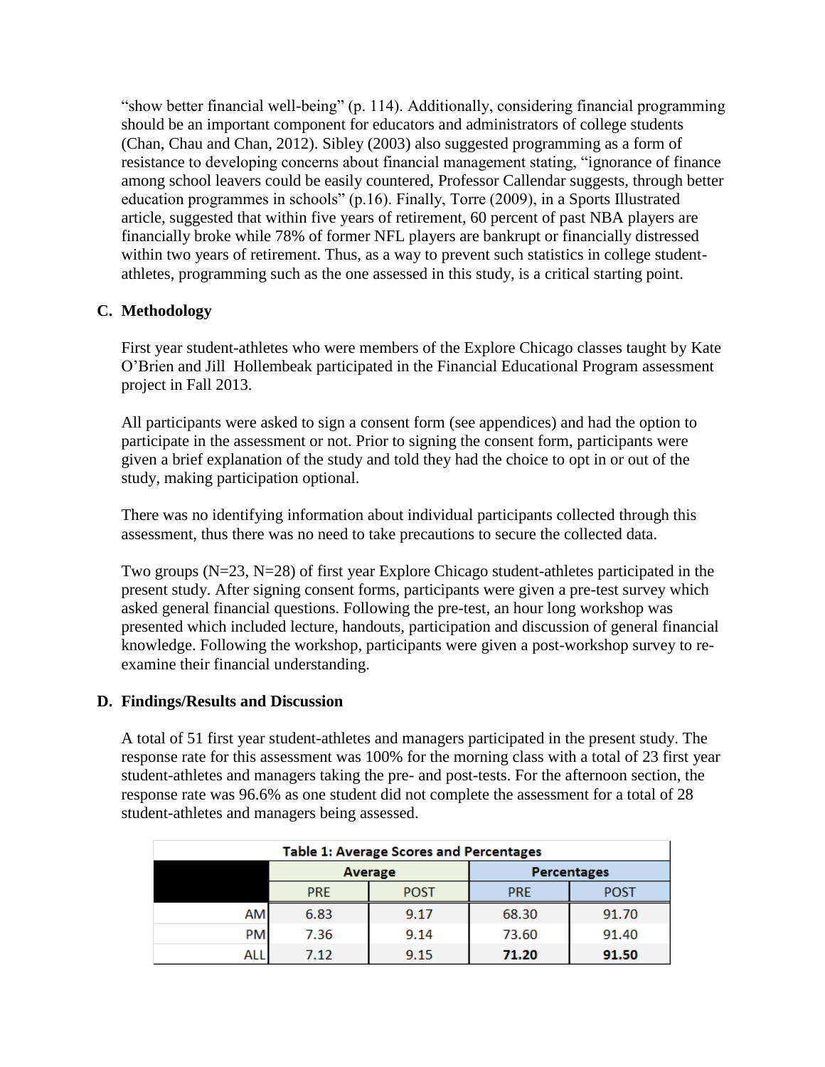"show better financial well-being" (p. 114). Additionally, considering financial programming should be an important component for educators and administrators of college students (Chan, Chau and Chan, 2012). Sibley (2003) also suggested programming as a form of resistance to developing concerns about financial management stating, "ignorance of finance among school leavers could be easily countered, Professor Callendar suggests, through better education programmes in schools" (p.16). Finally, Torre (2009), in a Sports Illustrated article, suggested that within five years of retirement, 60 percent of past NBA players are financially broke while 78% of former NFL players are bankrupt or financially distressed within two years of retirement. Thus, as a way to prevent such statistics in college student-athletes, programming such as the one assessed in this study, is a critical starting point.

## C. Methodology

First year student-athletes who were members of the Explore Chicago classes taught by Kate O'Brien and Jill Hollembeak participated in the Financial Educational Program assessment project in Fall 2013.

All participants were asked to sign a consent form (see appendices) and had the option to participate in the assessment or not. Prior to signing the consent form, participants were given a brief explanation of the study and told they had the choice to opt in or out of the study, making participation optional.

There was no identifying information about individual participants collected through this assessment, thus there was no need to take precautions to secure the collected data.

Two groups (N=23, N=28) of first year Explore Chicago student-athletes participated in the present study. After signing consent forms, participants were given a pre-test survey which asked general financial questions. Following the pre-test, an hour long workshop was presented which included lecture, handouts, participation and discussion of general financial knowledge. Following the workshop, participants were given a post-workshop survey to re-examine their financial understanding.

## D. Findings/Results and Discussion

A total of 51 first year student-athletes and managers participated in the present study. The response rate for this assessment was 100% for the morning class with a total of 23 first year student-athletes and managers taking the pre- and post-tests. For the afternoon section, the response rate was 96.6% as one student did not complete the assessment for a total of 28 student-athletes and managers being assessed.

**Table 1: Average Scores and Percentages**

| | Average | | Percentages | |
|---|---|---|---|---|
| | PRE | POST | PRE | POST |
| AM | 6.83 | 9.17 | 68.30 | 91.70 |
| PM | 7.36 | 9.14 | 73.60 | 91.40 |
| ALL | 7.12 | 9.15 | **71.20** | **91.50** |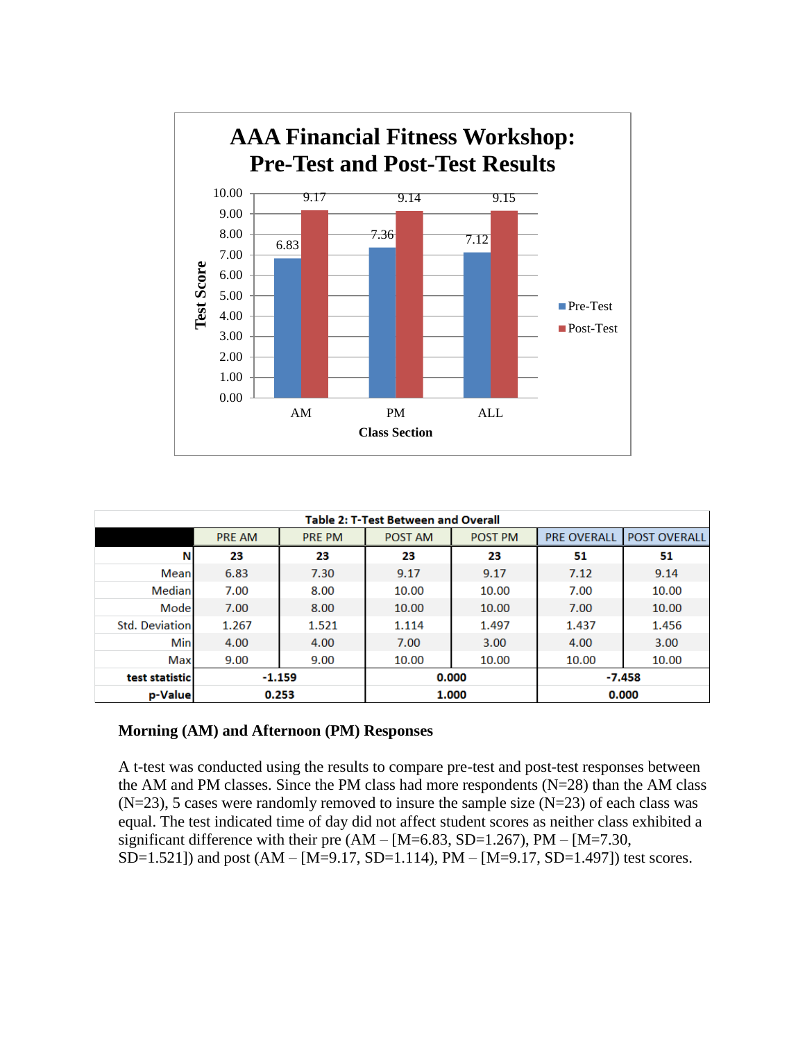AAA Financial Fitness Workshop:
Pre-Test and Post-Test Results

Test Score

10.00
9.00
8.00
7.00
6.00
5.00
4.00
3.00
2.00
1.00
0.00

6.83
9.17
7.36
9.14
7.12
9.15

AM
PM
ALL

Class Section

Pre-Test
Post-Test

**Table 2: T-Test Between and Overall**

| | PRE AM | PRE PM | POST AM | POST PM | PRE OVERALL | POST OVERALL |
|---|---|---|---|---|---|---|
| N | **23** | **23** | **23** | **23** | **51** | **51** |
| Mean | 6.83 | 7.30 | 9.17 | 9.17 | 7.12 | 9.14 |
| Median | 7.00 | 8.00 | 10.00 | 10.00 | 7.00 | 10.00 |
| Mode | 7.00 | 8.00 | 10.00 | 10.00 | 7.00 | 10.00 |
| Std. Deviation | 1.267 | 1.521 | 1.114 | 1.497 | 1.437 | 1.456 |
| Min | 4.00 | 4.00 | 7.00 | 3.00 | 4.00 | 3.00 |
| Max | 9.00 | 9.00 | 10.00 | 10.00 | 10.00 | 10.00 |
| **test statistic** | **-1.159** | | **0.000** | | **-7.458** | |
| **p-Value** | **0.253** | | **1.000** | | **0.000** | |

**Morning (AM) and Afternoon (PM) Responses**

A t-test was conducted using the results to compare pre-test and post-test responses between the AM and PM classes. Since the PM class had more respondents (N=28) than the AM class (N=23), 5 cases were randomly removed to insure the sample size (N=23) of each class was equal. The test indicated time of day did not affect student scores as neither class exhibited a significant difference with their pre (AM – [M=6.83, SD=1.267), PM – [M=7.30, SD=1.521]) and post (AM – [M=9.17, SD=1.114), PM – [M=9.17, SD=1.497]) test scores.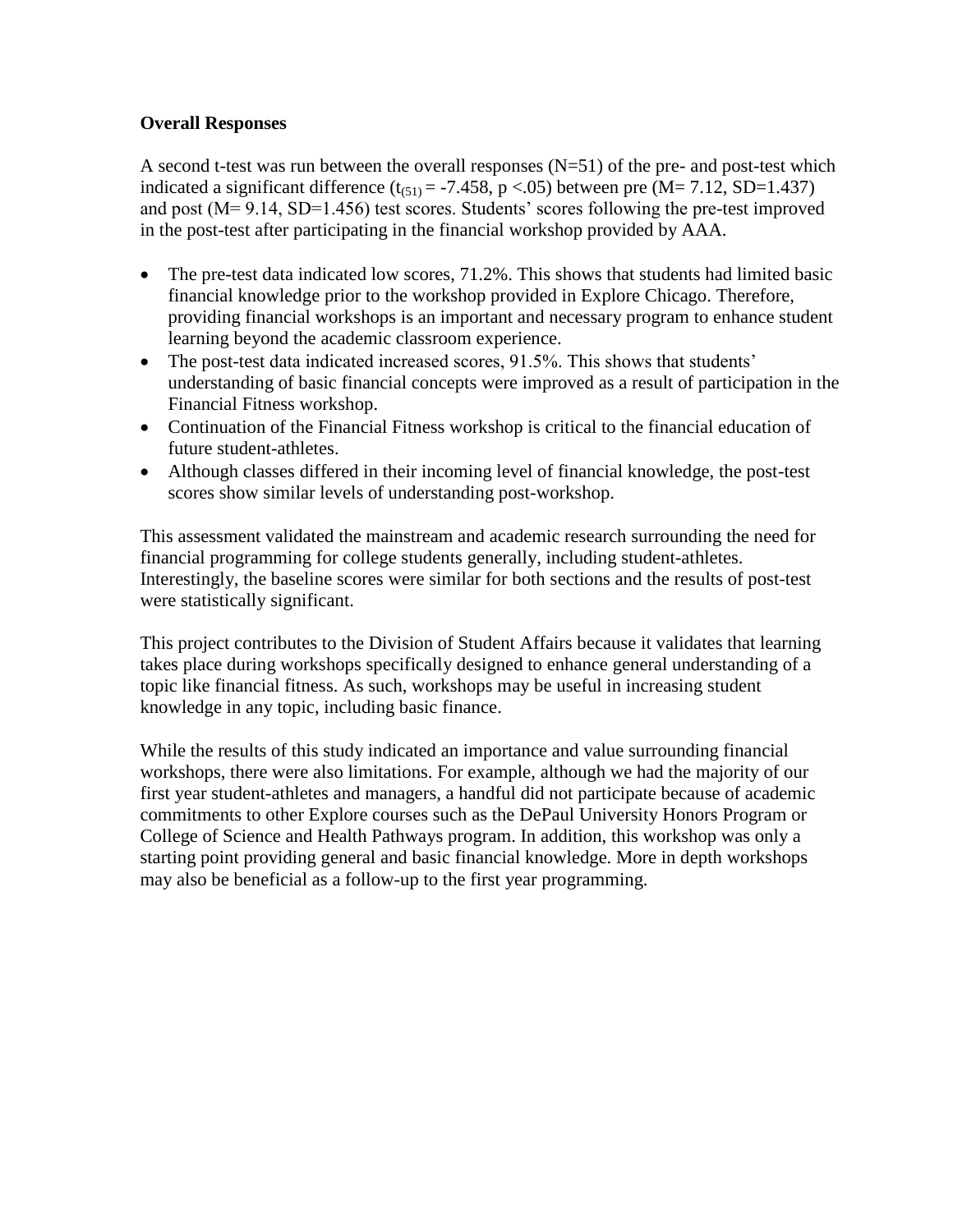**Overall Responses**

A second t-test was run between the overall responses (N=51) of the pre- and post-test which indicated a significant difference ($t_{(51)} = -7.458$, $p < .05$) between pre (M= 7.12, SD=1.437) and post (M= 9.14, SD=1.456) test scores. Students' scores following the pre-test improved in the post-test after participating in the financial workshop provided by AAA.

- The pre-test data indicated low scores, 71.2%. This shows that students had limited basic financial knowledge prior to the workshop provided in Explore Chicago. Therefore, providing financial workshops is an important and necessary program to enhance student learning beyond the academic classroom experience.
- The post-test data indicated increased scores, 91.5%. This shows that students' understanding of basic financial concepts were improved as a result of participation in the Financial Fitness workshop.
- Continuation of the Financial Fitness workshop is critical to the financial education of future student-athletes.
- Although classes differed in their incoming level of financial knowledge, the post-test scores show similar levels of understanding post-workshop.

This assessment validated the mainstream and academic research surrounding the need for financial programming for college students generally, including student-athletes. Interestingly, the baseline scores were similar for both sections and the results of post-test were statistically significant.

This project contributes to the Division of Student Affairs because it validates that learning takes place during workshops specifically designed to enhance general understanding of a topic like financial fitness. As such, workshops may be useful in increasing student knowledge in any topic, including basic finance.

While the results of this study indicated an importance and value surrounding financial workshops, there were also limitations. For example, although we had the majority of our first year student-athletes and managers, a handful did not participate because of academic commitments to other Explore courses such as the DePaul University Honors Program or College of Science and Health Pathways program. In addition, this workshop was only a starting point providing general and basic financial knowledge. More in depth workshops may also be beneficial as a follow-up to the first year programming.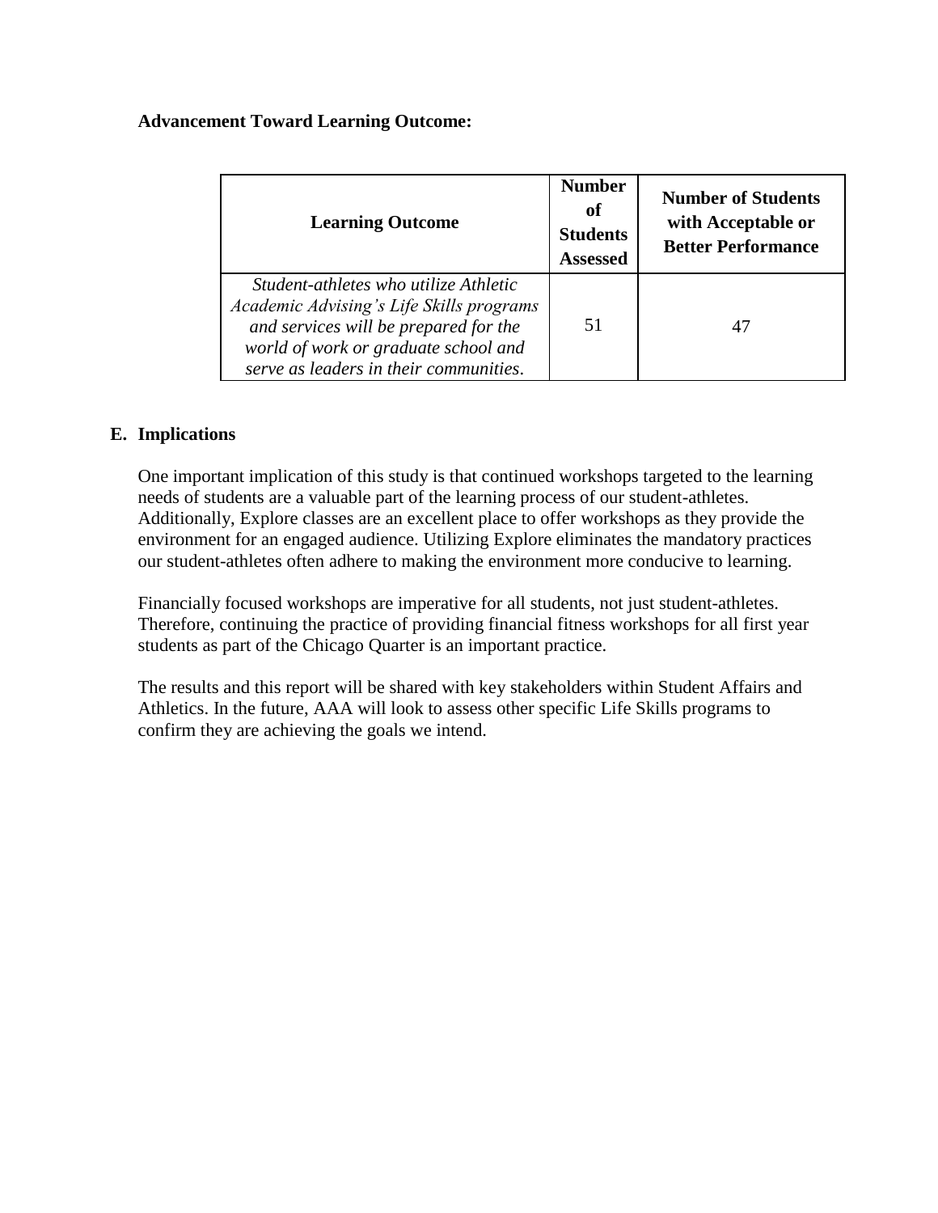**Advancement Toward Learning Outcome:**

| Learning Outcome | Number of Students Assessed | Number of Students with Acceptable or Better Performance |
|---|---|---|
| *Student-athletes who utilize Athletic Academic Advising's Life Skills programs and services will be prepared for the world of work or graduate school and serve as leaders in their communities.* | 51 | 47 |

## E. Implications

One important implication of this study is that continued workshops targeted to the learning needs of students are a valuable part of the learning process of our student-athletes. Additionally, Explore classes are an excellent place to offer workshops as they provide the environment for an engaged audience. Utilizing Explore eliminates the mandatory practices our student-athletes often adhere to making the environment more conducive to learning.

Financially focused workshops are imperative for all students, not just student-athletes. Therefore, continuing the practice of providing financial fitness workshops for all first year students as part of the Chicago Quarter is an important practice.

The results and this report will be shared with key stakeholders within Student Affairs and Athletics. In the future, AAA will look to assess other specific Life Skills programs to confirm they are achieving the goals we intend.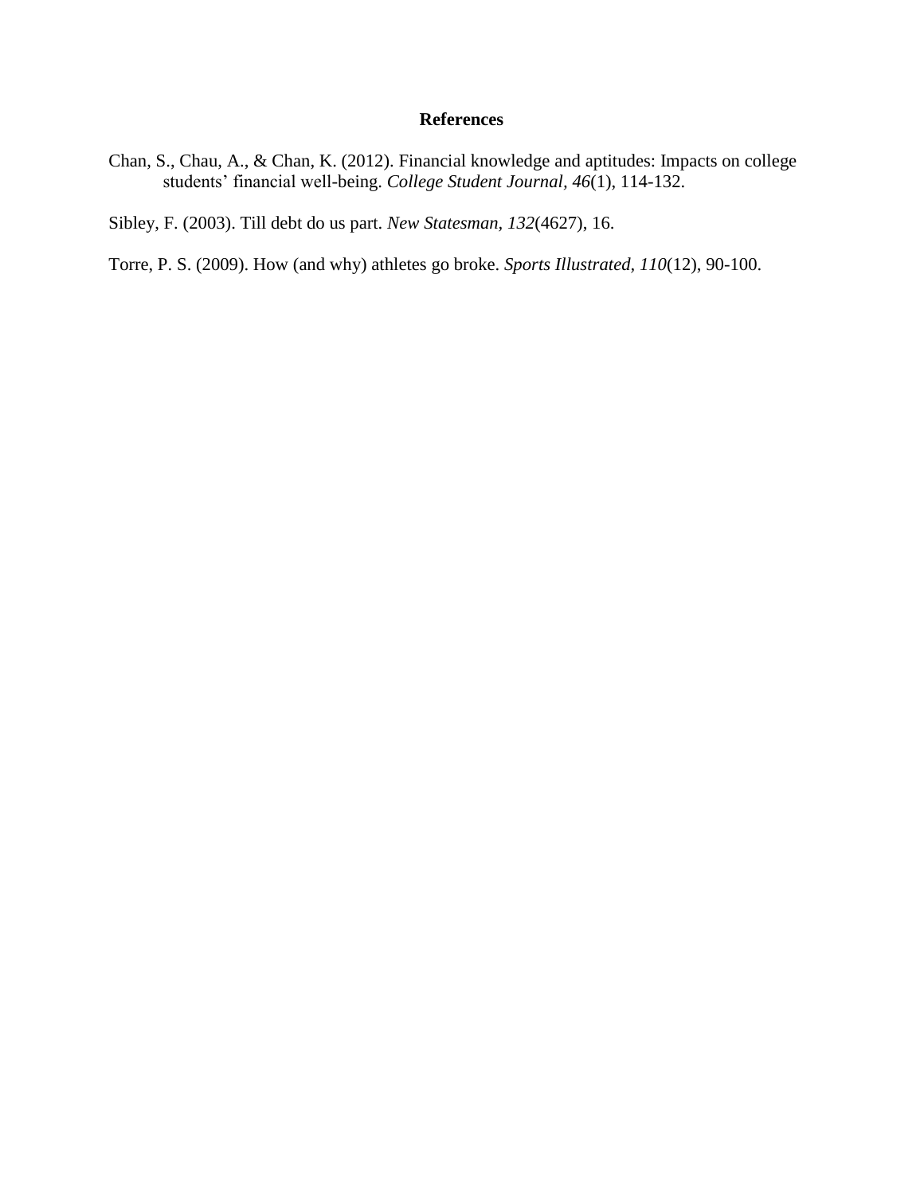# References

Chan, S., Chau, A., & Chan, K. (2012). Financial knowledge and aptitudes: Impacts on college students' financial well-being. *College Student Journal, 46*(1), 114-132.

Sibley, F. (2003). Till debt do us part. *New Statesman, 132*(4627), 16.

Torre, P. S. (2009). How (and why) athletes go broke. *Sports Illustrated, 110*(12), 90-100.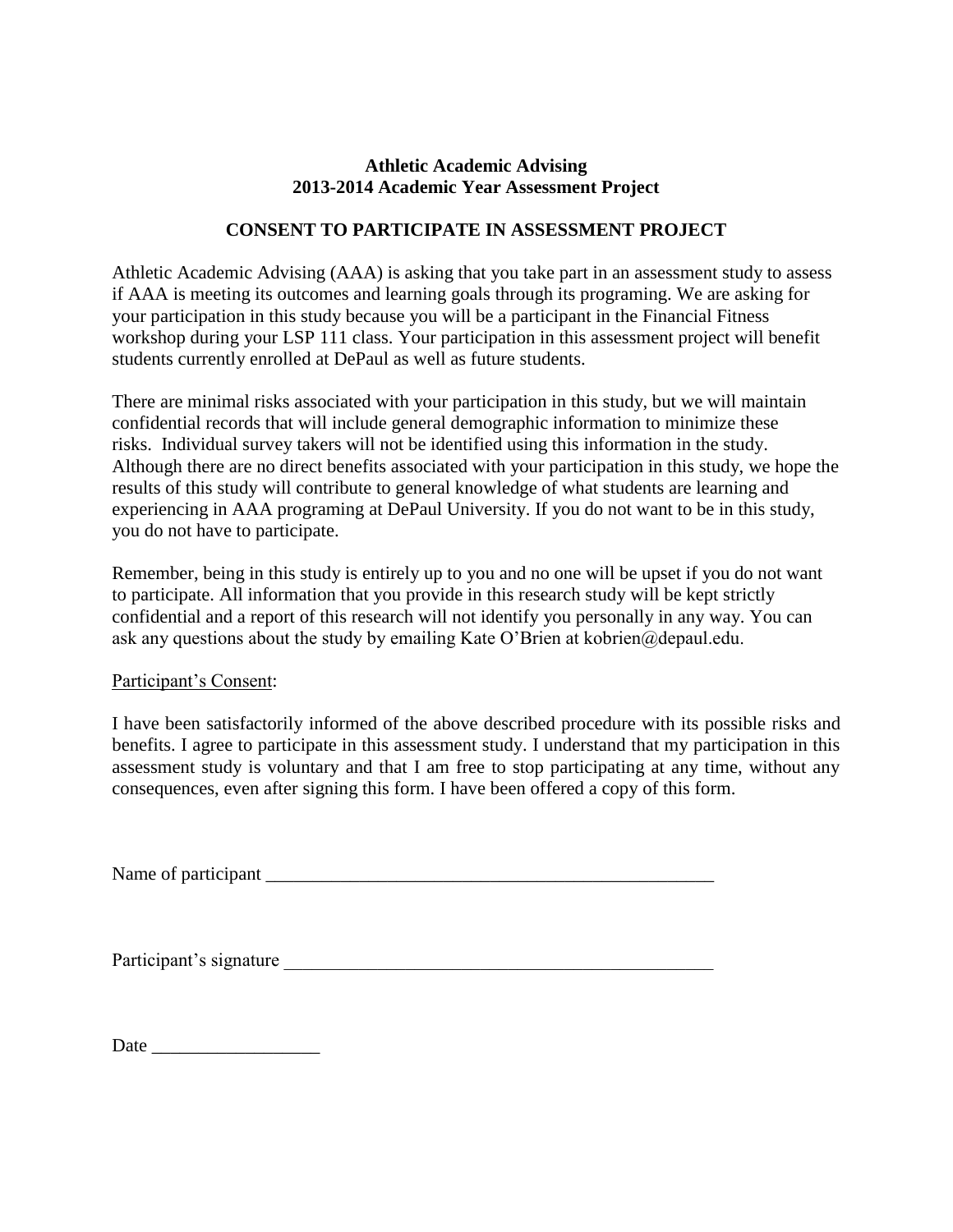**Athletic Academic Advising**
**2013-2014 Academic Year Assessment Project**

**CONSENT TO PARTICIPATE IN ASSESSMENT PROJECT**

Athletic Academic Advising (AAA) is asking that you take part in an assessment study to assess if AAA is meeting its outcomes and learning goals through its programing. We are asking for your participation in this study because you will be a participant in the Financial Fitness workshop during your LSP 111 class. Your participation in this assessment project will benefit students currently enrolled at DePaul as well as future students.

There are minimal risks associated with your participation in this study, but we will maintain confidential records that will include general demographic information to minimize these risks. Individual survey takers will not be identified using this information in the study. Although there are no direct benefits associated with your participation in this study, we hope the results of this study will contribute to general knowledge of what students are learning and experiencing in AAA programing at DePaul University. If you do not want to be in this study, you do not have to participate.

Remember, being in this study is entirely up to you and no one will be upset if you do not want to participate. All information that you provide in this research study will be kept strictly confidential and a report of this research will not identify you personally in any way. You can ask any questions about the study by emailing Kate O'Brien at kobrien@depaul.edu.

Participant's Consent:

I have been satisfactorily informed of the above described procedure with its possible risks and benefits. I agree to participate in this assessment study. I understand that my participation in this assessment study is voluntary and that I am free to stop participating at any time, without any consequences, even after signing this form. I have been offered a copy of this form.

Name of participant ______________________________________________

Participant's signature ____________________________________________

Date _________________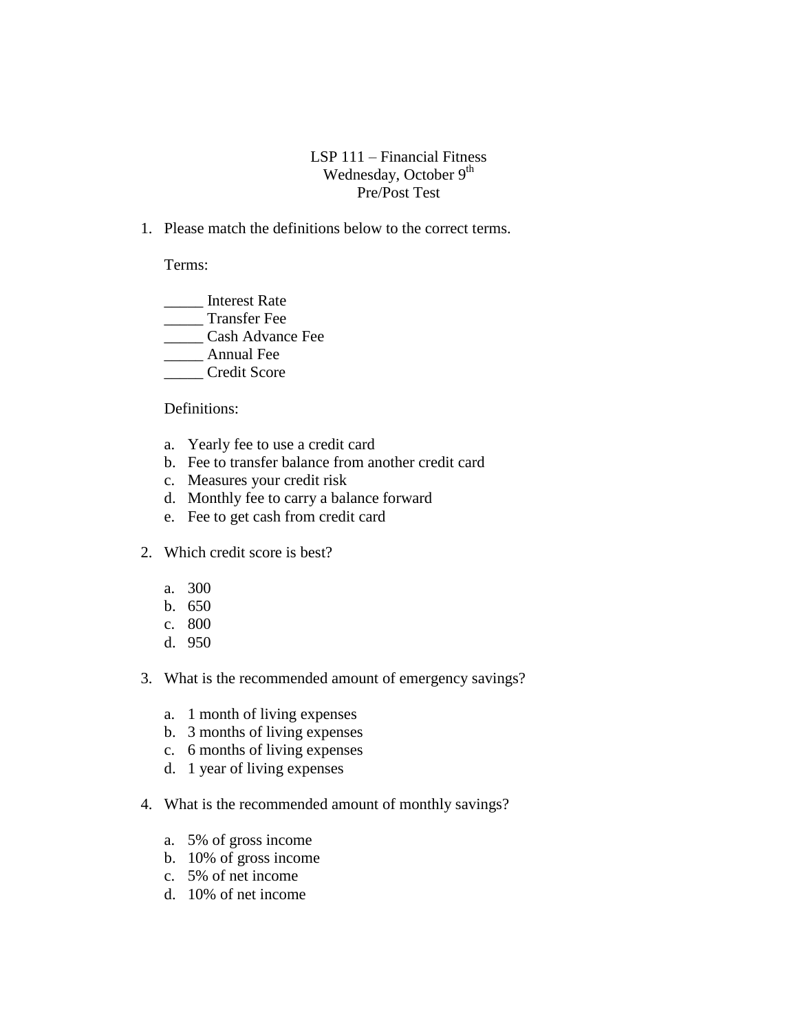LSP 111 – Financial Fitness
Wednesday, October 9th
Pre/Post Test

1. Please match the definitions below to the correct terms.

   Terms:

   _____ Interest Rate
   _____ Transfer Fee
   _____ Cash Advance Fee
   _____ Annual Fee
   _____ Credit Score

   Definitions:

   a. Yearly fee to use a credit card
   b. Fee to transfer balance from another credit card
   c. Measures your credit risk
   d. Monthly fee to carry a balance forward
   e. Fee to get cash from credit card

2. Which credit score is best?

   a. 300
   b. 650
   c. 800
   d. 950

3. What is the recommended amount of emergency savings?

   a. 1 month of living expenses
   b. 3 months of living expenses
   c. 6 months of living expenses
   d. 1 year of living expenses

4. What is the recommended amount of monthly savings?

   a. 5% of gross income
   b. 10% of gross income
   c. 5% of net income
   d. 10% of net income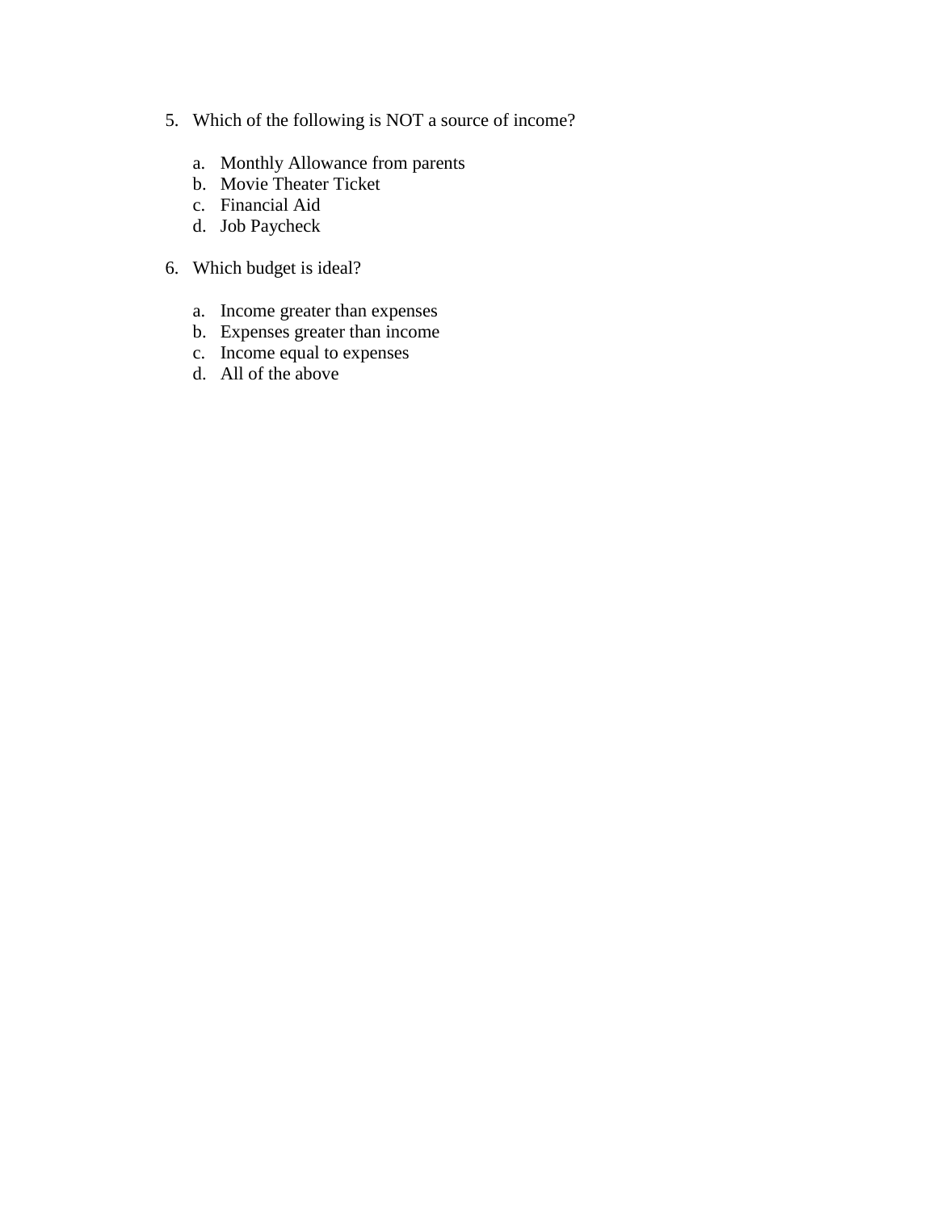5. Which of the following is NOT a source of income?

   a. Monthly Allowance from parents
   b. Movie Theater Ticket
   c. Financial Aid
   d. Job Paycheck

6. Which budget is ideal?

   a. Income greater than expenses
   b. Expenses greater than income
   c. Income equal to expenses
   d. All of the above